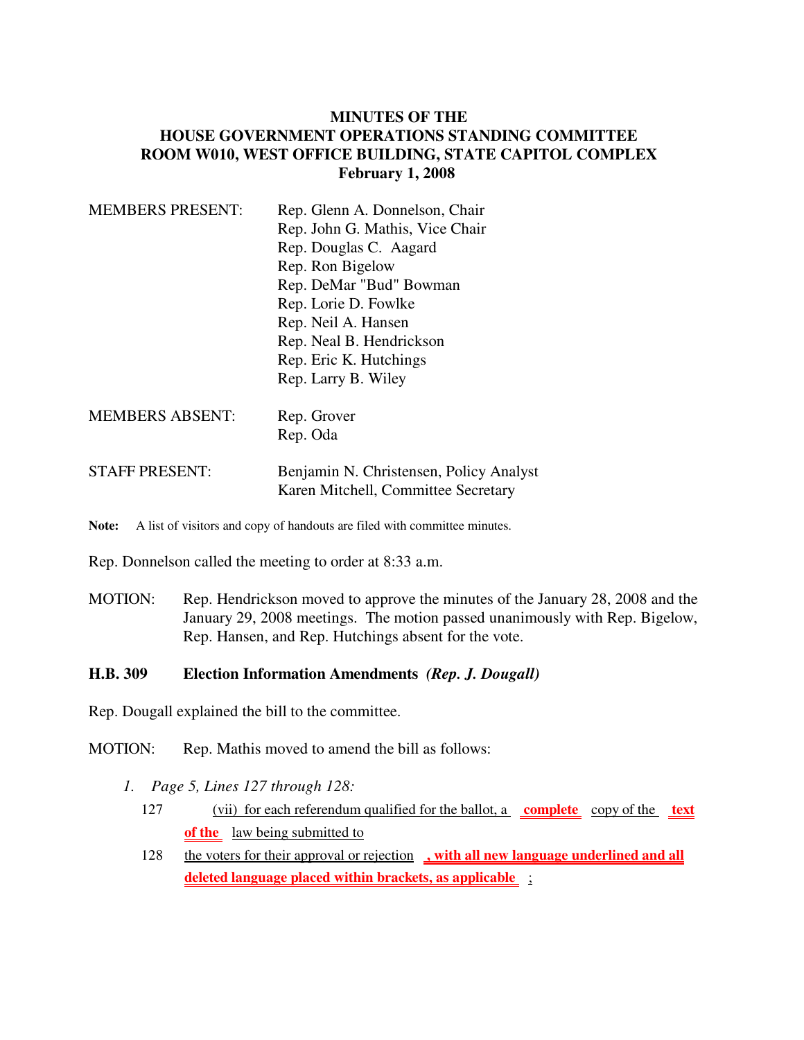# MINUTES OF THE
# HOUSE GOVERNMENT OPERATIONS STANDING COMMITTEE
# ROOM W010, WEST OFFICE BUILDING, STATE CAPITOL COMPLEX
# February 1, 2008

| | |
|---|---|
| MEMBERS PRESENT: | Rep. Glenn A. Donnelson, Chair |
| | Rep. John G. Mathis, Vice Chair |
| | Rep. Douglas C. Aagard |
| | Rep. Ron Bigelow |
| | Rep. DeMar "Bud" Bowman |
| | Rep. Lorie D. Fowlke |
| | Rep. Neil A. Hansen |
| | Rep. Neal B. Hendrickson |
| | Rep. Eric K. Hutchings |
| | Rep. Larry B. Wiley |
| MEMBERS ABSENT: | Rep. Grover |
| | Rep. Oda |
| STAFF PRESENT: | Benjamin N. Christensen, Policy Analyst |
| | Karen Mitchell, Committee Secretary |

**Note:** A list of visitors and copy of handouts are filed with committee minutes.

Rep. Donnelson called the meeting to order at 8:33 a.m.

MOTION: Rep. Hendrickson moved to approve the minutes of the January 28, 2008 and the January 29, 2008 meetings. The motion passed unanimously with Rep. Bigelow, Rep. Hansen, and Rep. Hutchings absent for the vote.

**H.B. 309 Election Information Amendments** ***(Rep. J. Dougall)***

Rep. Dougall explained the bill to the committee.

MOTION: Rep. Mathis moved to amend the bill as follows:

1. *Page 5, Lines 127 through 128:*

127 (vii) for each referendum qualified for the ballot, a **complete** copy of the **text of the** law being submitted to

128 the voters for their approval or rejection **, with all new language underlined and all deleted language placed within brackets, as applicable** ;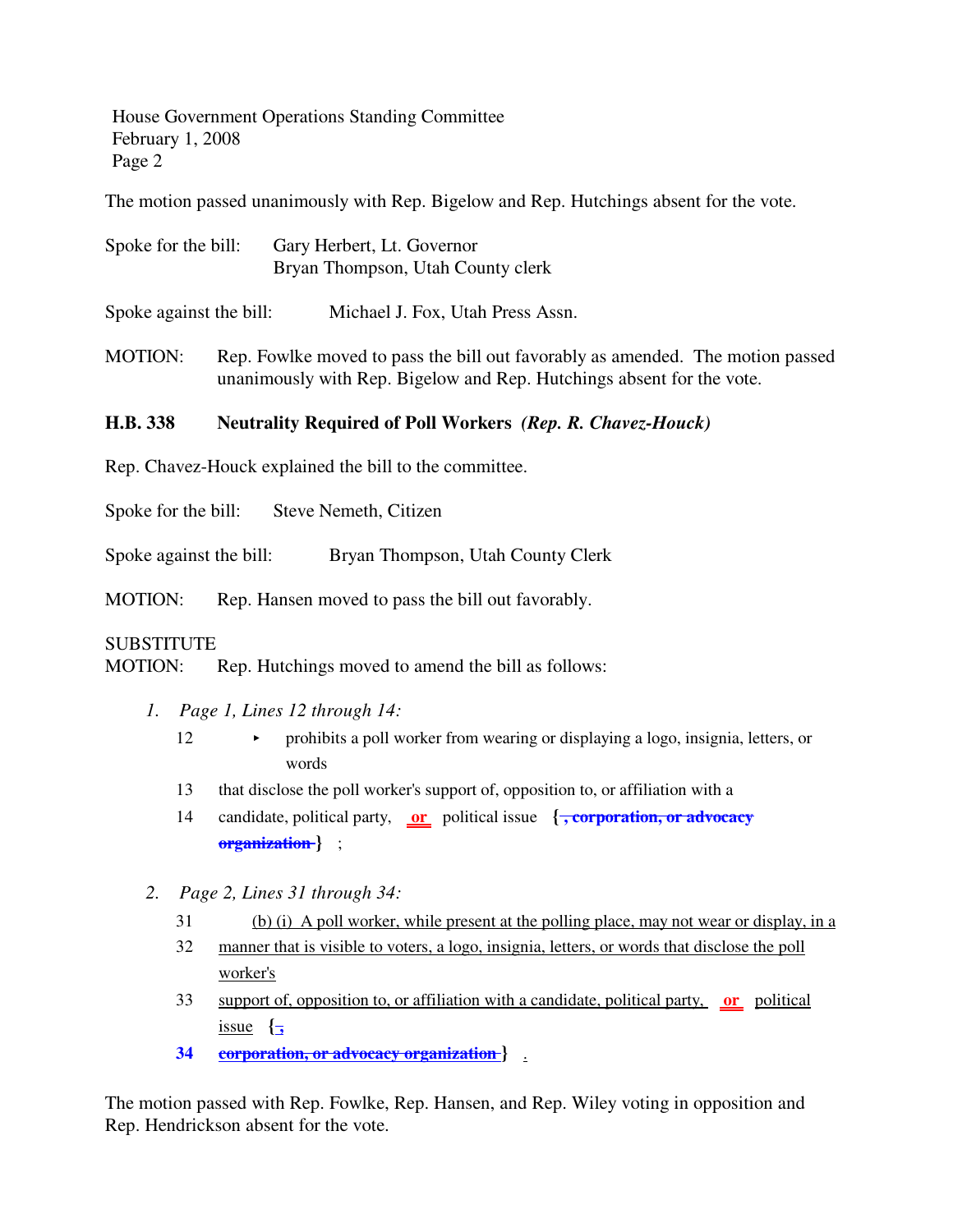The motion passed unanimously with Rep. Bigelow and Rep. Hutchings absent for the vote.

Spoke for the bill: Gary Herbert, Lt. Governor
Bryan Thompson, Utah County clerk

Spoke against the bill: Michael J. Fox, Utah Press Assn.

MOTION: Rep. Fowlke moved to pass the bill out favorably as amended. The motion passed unanimously with Rep. Bigelow and Rep. Hutchings absent for the vote.

**H.B. 338 Neutrality Required of Poll Workers *(Rep. R. Chavez-Houck)***

Rep. Chavez-Houck explained the bill to the committee.

Spoke for the bill: Steve Nemeth, Citizen

Spoke against the bill: Bryan Thompson, Utah County Clerk

MOTION: Rep. Hansen moved to pass the bill out favorably.

SUBSTITUTE
MOTION: Rep. Hutchings moved to amend the bill as follows:

1. *Page 1, Lines 12 through 14:*

   12 ▸ prohibits a poll worker from wearing or displaying a logo, insignia, letters, or words

   13 that disclose the poll worker's support of, opposition to, or affiliation with a

   14 candidate, political party, **or** political issue **{~~, corporation, or advocacy organization~~}** ;

2. *Page 2, Lines 31 through 34:*

   31 (b) (i) A poll worker, while present at the polling place, may not wear or display, in a

   32 manner that is visible to voters, a logo, insignia, letters, or words that disclose the poll worker's

   33 support of, opposition to, or affiliation with a candidate, political party, **or** political issue **{~~,~~**

   **34** **~~corporation, or advocacy organization~~}** .

The motion passed with Rep. Fowlke, Rep. Hansen, and Rep. Wiley voting in opposition and Rep. Hendrickson absent for the vote.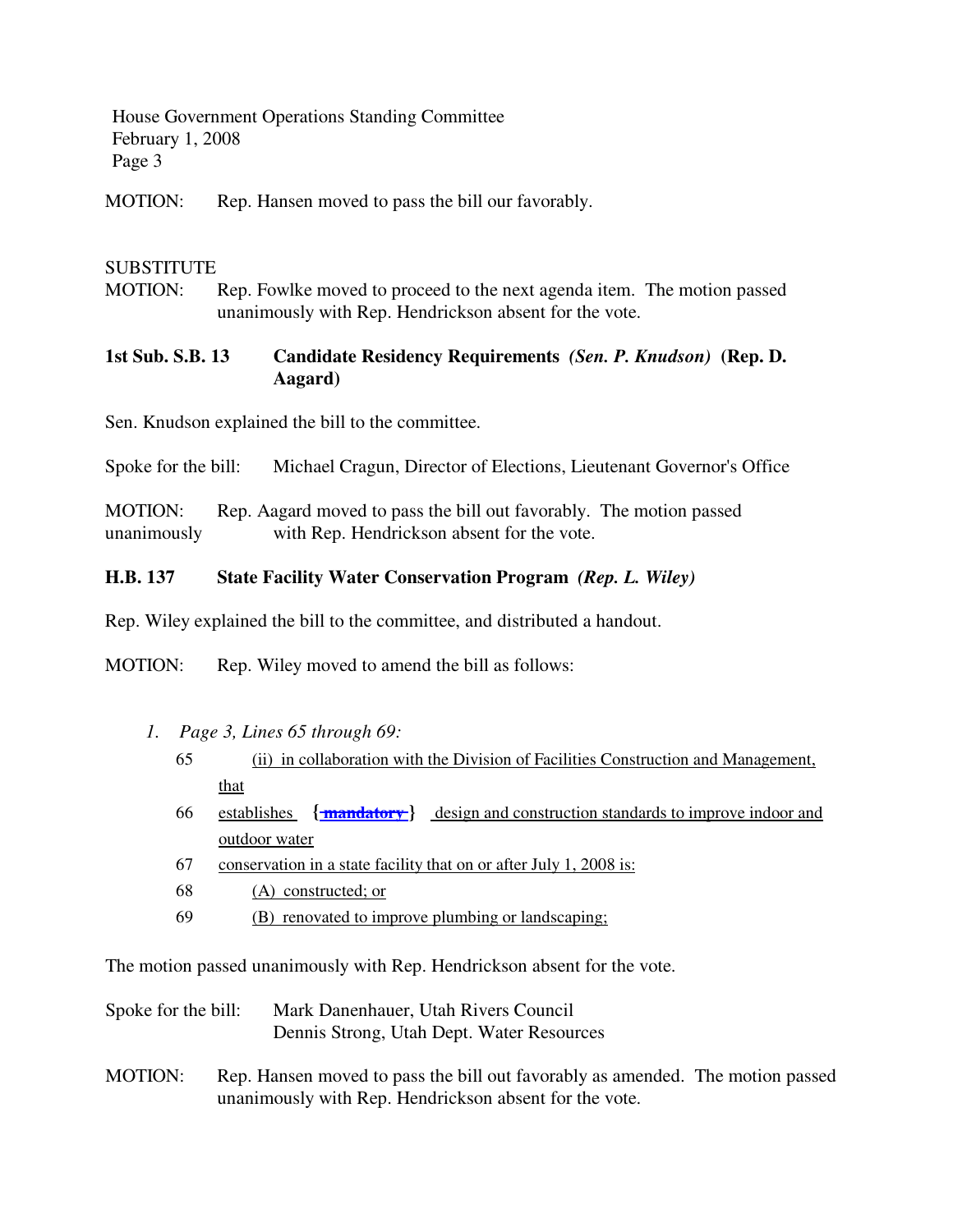MOTION: Rep. Hansen moved to pass the bill our favorably.

SUBSTITUTE
MOTION: Rep. Fowlke moved to proceed to the next agenda item. The motion passed unanimously with Rep. Hendrickson absent for the vote.

**1st Sub. S.B. 13 Candidate Residency Requirements *(Sen. P. Knudson)* (Rep. D. Aagard)**

Sen. Knudson explained the bill to the committee.

Spoke for the bill: Michael Cragun, Director of Elections, Lieutenant Governor's Office

MOTION: Rep. Aagard moved to pass the bill out favorably. The motion passed unanimously with Rep. Hendrickson absent for the vote.

**H.B. 137 State Facility Water Conservation Program *(Rep. L. Wiley)***

Rep. Wiley explained the bill to the committee, and distributed a handout.

MOTION: Rep. Wiley moved to amend the bill as follows:

1. *Page 3, Lines 65 through 69:*

   65 (ii) in collaboration with the Division of Facilities Construction and Management, that

   66 establishes { ~~**mandatory**~~ } design and construction standards to improve indoor and outdoor water

   67 conservation in a state facility that on or after July 1, 2008 is:

   68 (A) constructed; or

   69 (B) renovated to improve plumbing or landscaping;

The motion passed unanimously with Rep. Hendrickson absent for the vote.

Spoke for the bill: Mark Danenhauer, Utah Rivers Council
Dennis Strong, Utah Dept. Water Resources

MOTION: Rep. Hansen moved to pass the bill out favorably as amended. The motion passed unanimously with Rep. Hendrickson absent for the vote.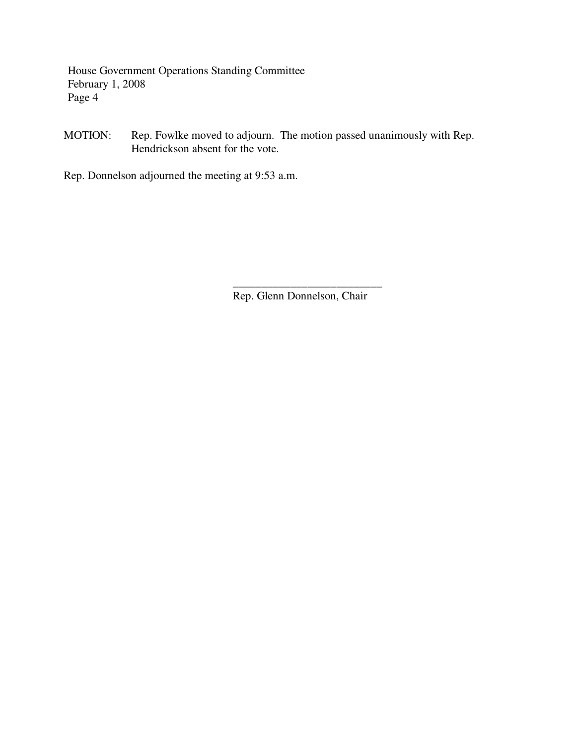MOTION: Rep. Fowlke moved to adjourn. The motion passed unanimously with Rep. Hendrickson absent for the vote.

Rep. Donnelson adjourned the meeting at 9:53 a.m.

\_\_\_\_\_\_\_\_\_\_\_\_\_\_\_\_\_\_\_\_\_\_\_\_\_\_

Rep. Glenn Donnelson, Chair